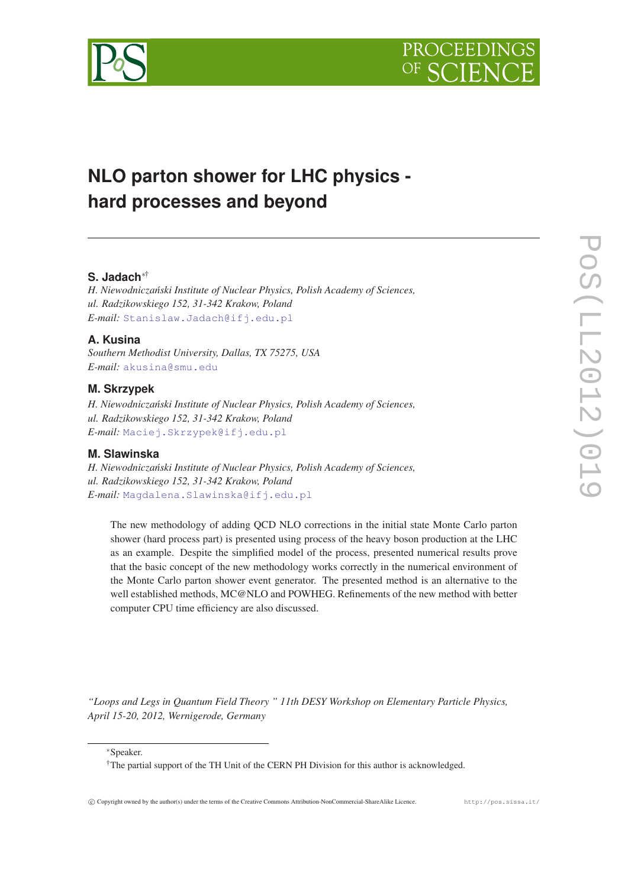# NLO parton shower for LHC physics - hard processes and beyond

**S. Jadach**[*†]

*H. Niewodniczański Institute of Nuclear Physics, Polish Academy of Sciences, ul. Radzikowskiego 152, 31-342 Krakow, Poland*

*E-mail:* Stanislaw.Jadach@ifj.edu.pl

**A. Kusina**

*Southern Methodist University, Dallas, TX 75275, USA*

*E-mail:* akusina@smu.edu

**M. Skrzypek**

*H. Niewodniczański Institute of Nuclear Physics, Polish Academy of Sciences, ul. Radzikowskiego 152, 31-342 Krakow, Poland*

*E-mail:* Maciej.Skrzypek@ifj.edu.pl

**M. Slawinska**

*H. Niewodniczański Institute of Nuclear Physics, Polish Academy of Sciences, ul. Radzikowskiego 152, 31-342 Krakow, Poland*

*E-mail:* Magdalena.Slawinska@ifj.edu.pl

The new methodology of adding QCD NLO corrections in the initial state Monte Carlo parton shower (hard process part) is presented using process of the heavy boson production at the LHC as an example. Despite the simplified model of the process, presented numerical results prove that the basic concept of the new methodology works correctly in the numerical environment of the Monte Carlo parton shower event generator. The presented method is an alternative to the well established methods, MC@NLO and POWHEG. Refinements of the new method with better computer CPU time efficiency are also discussed.

*"Loops and Legs in Quantum Field Theory " 11th DESY Workshop on Elementary Particle Physics, April 15-20, 2012, Wernigerode, Germany*

[*]Speaker.

[†]The partial support of the TH Unit of the CERN PH Division for this author is acknowledged.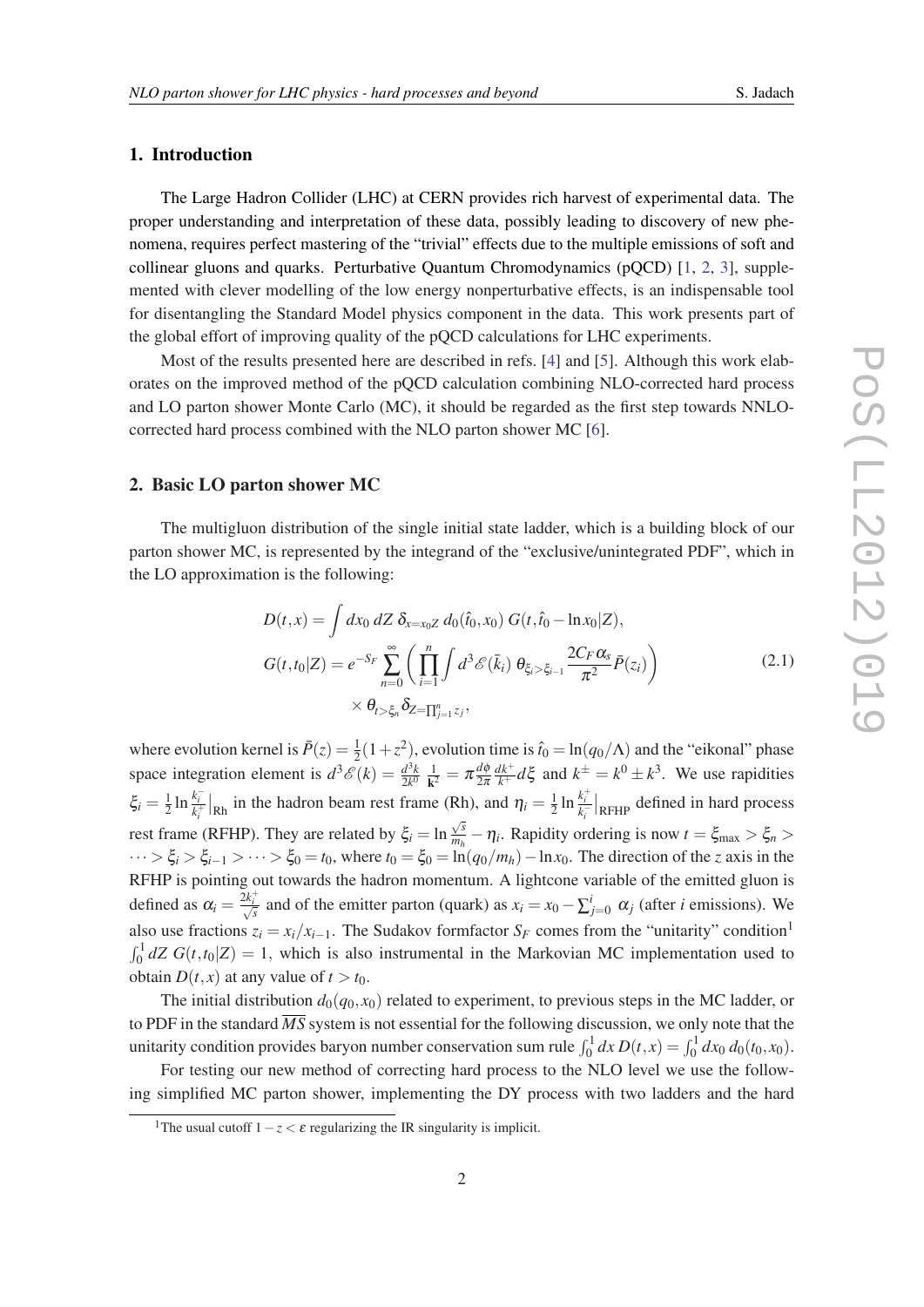## 1. Introduction

The Large Hadron Collider (LHC) at CERN provides rich harvest of experimental data. The proper understanding and interpretation of these data, possibly leading to discovery of new phenomena, requires perfect mastering of the "trivial" effects due to the multiple emissions of soft and collinear gluons and quarks. Perturbative Quantum Chromodynamics (pQCD) [1, 2, 3], supplemented with clever modelling of the low energy nonperturbative effects, is an indispensable tool for disentangling the Standard Model physics component in the data. This work presents part of the global effort of improving quality of the pQCD calculations for LHC experiments.

Most of the results presented here are described in refs. [4] and [5]. Although this work elaborates on the improved method of the pQCD calculation combining NLO-corrected hard process and LO parton shower Monte Carlo (MC), it should be regarded as the first step towards NNLO-corrected hard process combined with the NLO parton shower MC [6].

## 2. Basic LO parton shower MC

The multigluon distribution of the single initial state ladder, which is a building block of our parton shower MC, is represented by the integrand of the "exclusive/unintegrated PDF", which in the LO approximation is the following:

$$
\begin{aligned}
D(t,x) &= \int dx_0\, dZ\, \delta_{x=x_0 Z}\, d_0(\hat{t}_0,x_0)\, G(t,\hat{t}_0 - \ln x_0|Z),\\
G(t,t_0|Z) &= e^{-S_F} \sum_{n=0}^{\infty} \left( \prod_{i=1}^{n} \int d^3\mathscr{E}(\bar{k}_i)\, \theta_{\xi_i>\xi_{i-1}} \frac{2C_F\alpha_s}{\pi^2} \bar{P}(z_i) \right)\\
&\quad \times \theta_{t>\xi_n}\, \delta_{Z=\prod_{j=1}^{n} z_j},
\end{aligned}
\tag{2.1}
$$

where evolution kernel is $\bar{P}(z) = \frac{1}{2}(1+z^2)$, evolution time is $\hat{t}_0 = \ln(q_0/\Lambda)$ and the "eikonal" phase space integration element is $d^3\mathscr{E}(k) = \frac{d^3k}{2k^0}\,\frac{1}{\mathbf{k}^2} = \pi\frac{d\phi}{2\pi}\frac{dk^+}{k^+}d\xi$ and $k^\pm = k^0 \pm k^3$. We use rapidities $\xi_i = \frac{1}{2}\ln\frac{k_i^-}{k_i^+}\big|_{\mathrm{Rh}}$ in the hadron beam rest frame (Rh), and $\eta_i = \frac{1}{2}\ln\frac{k_i^+}{k_i^-}\big|_{\mathrm{RFHP}}$ defined in hard process rest frame (RFHP). They are related by $\xi_i = \ln\frac{\sqrt{s}}{m_h} - \eta_i$. Rapidity ordering is now $t = \xi_{\max} > \xi_n > \cdots > \xi_i > \xi_{i-1} > \cdots > \xi_0 = t_0$, where $t_0 = \xi_0 = \ln(q_0/m_h) - \ln x_0$. The direction of the $z$ axis in the RFHP is pointing out towards the hadron momentum. A lightcone variable of the emitted gluon is defined as $\alpha_i = \frac{2k_i^+}{\sqrt{s}}$ and of the emitter parton (quark) as $x_i = x_0 - \sum_{j=0}^{i} \alpha_j$ (after $i$ emissions). We also use fractions $z_i = x_i/x_{i-1}$. The Sudakov formfactor $S_F$ comes from the "unitarity" condition[1] $\int_0^1 dZ\, G(t,t_0|Z) = 1$, which is also instrumental in the Markovian MC implementation used to obtain $D(t,x)$ at any value of $t > t_0$.

The initial distribution $d_0(q_0,x_0)$ related to experiment, to previous steps in the MC ladder, or to PDF in the standard $\overline{MS}$ system is not essential for the following discussion, we only note that the unitarity condition provides baryon number conservation sum rule $\int_0^1 dx\, D(t,x) = \int_0^1 dx_0\, d_0(t_0,x_0)$.

For testing our new method of correcting hard process to the NLO level we use the following simplified MC parton shower, implementing the DY process with two ladders and the hard

[1] The usual cutoff $1 - z < \varepsilon$ regularizing the IR singularity is implicit.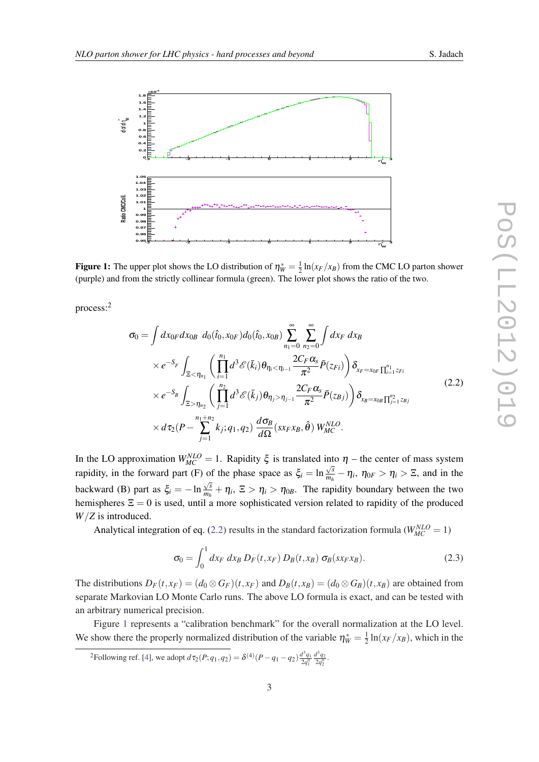**Figure 1:** The upper plot shows the LO distribution of $\eta_W^* = \frac{1}{2}\ln(x_F/x_B)$ from the CMC LO parton shower (purple) and from the strictly collinear formula (green). The lower plot shows the ratio of the two.

process:[2]

$$
\begin{aligned}
\sigma_0 = &\int dx_{0F}\, dx_{0B}\;\; d_0(\hat{t}_0, x_{0F}) d_0(\hat{t}_0, x_{0B}) \sum_{n_1=0}^{\infty} \sum_{n_2=0}^{\infty} \int dx_F\; dx_B \\
&\times e^{-S_F} \int_{\Xi < \eta_{n_1}} \left( \prod_{i=1}^{n_1} d^3\mathscr{E}(\bar{k}_i) \theta_{\eta_i < \eta_{i-1}} \frac{2C_F \alpha_s}{\pi^2} \bar{P}(z_{Fi}) \right) \delta_{x_F = x_{0F} \prod_{i=1}^{n_1} z_{Fi}} \\
&\times e^{-S_B} \int_{\Xi > \eta_{n_2}} \left( \prod_{j=1}^{n_2} d^3\mathscr{E}(\bar{k}_j) \theta_{\eta_j > \eta_{j-1}} \frac{2C_F \alpha_s}{\pi^2} \bar{P}(z_{Bj}) \right) \delta_{x_B = x_{0B} \prod_{j=1}^{n_2} z_{Bj}} \\
&\times d\tau_2 (P - \sum_{j=1}^{n_1+n_2} k_j; q_1, q_2)\; \frac{d\sigma_B}{d\Omega}(s x_F x_B, \hat{\theta})\; W_{MC}^{NLO}.
\end{aligned}
\tag{2.2}
$$

In the LO approximation $W_{MC}^{NLO} = 1$. Rapidity $\xi$ is translated into $\eta$ – the center of mass system rapidity, in the forward part (F) of the phase space as $\xi_i = \ln \frac{\sqrt{s}}{m_h} - \eta_i$, $\eta_{0F} > \eta_i > \Xi$, and in the backward (B) part as $\xi_i = -\ln \frac{\sqrt{s}}{m_h} + \eta_i$, $\Xi > \eta_i > \eta_{0B}$. The rapidity boundary between the two hemispheres $\Xi = 0$ is used, until a more sophisticated version related to rapidity of the produced $W/Z$ is introduced.

Analytical integration of eq. (2.2) results in the standard factorization formula ($W_{MC}^{NLO} = 1$)

$$
\sigma_0 = \int_0^1 dx_F\; dx_B\; D_F(t, x_F)\; D_B(t, x_B)\; \sigma_B(s x_F x_B). \tag{2.3}
$$

The distributions $D_F(t, x_F) = (d_0 \otimes G_F)(t, x_F)$ and $D_B(t, x_B) = (d_0 \otimes G_B)(t, x_B)$ are obtained from separate Markovian LO Monte Carlo runs. The above LO formula is exact, and can be tested with an arbitrary numerical precision.

Figure 1 represents a "calibration benchmark" for the overall normalization at the LO level. We show there the properly normalized distribution of the variable $\eta_W^* = \frac{1}{2}\ln(x_F/x_B)$, which in the

[2]Following ref. [4], we adopt $d\tau_2(P; q_1, q_2) = \delta^{(4)}(P - q_1 - q_2) \frac{d^3 q_1}{2q_1^0} \frac{d^3 q_2}{2q_2^0}$.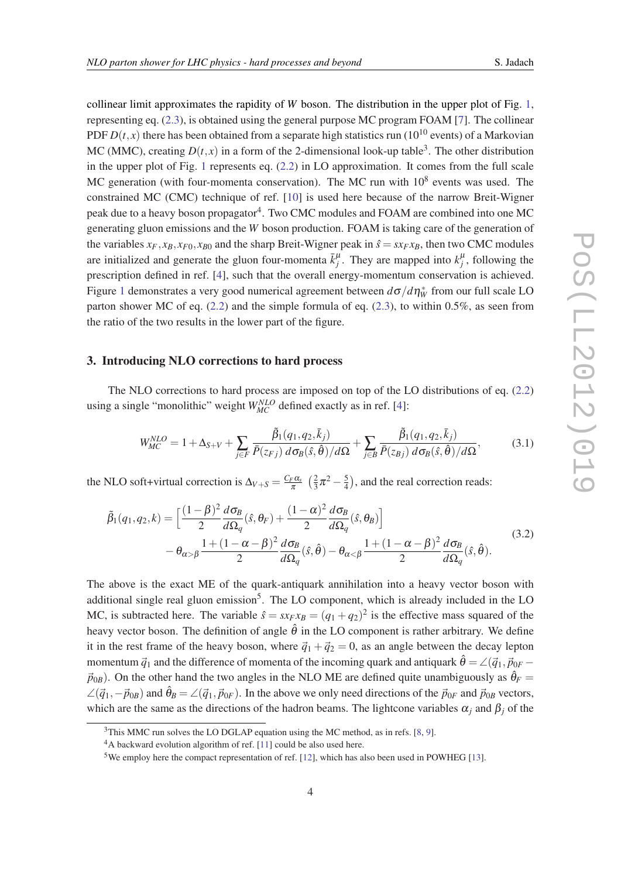collinear limit approximates the rapidity of $W$ boson. The distribution in the upper plot of Fig. 1, representing eq. (2.3), is obtained using the general purpose MC program FOAM [7]. The collinear PDF $D(t,x)$ there has been obtained from a separate high statistics run ($10^{10}$ events) of a Markovian MC (MMC), creating $D(t,x)$ in a form of the 2-dimensional look-up table[3]. The other distribution in the upper plot of Fig. 1 represents eq. (2.2) in LO approximation. It comes from the full scale MC generation (with four-momenta conservation). The MC run with $10^8$ events was used. The constrained MC (CMC) technique of ref. [10] is used here because of the narrow Breit-Wigner peak due to a heavy boson propagator[4]. Two CMC modules and FOAM are combined into one MC generating gluon emissions and the $W$ boson production. FOAM is taking care of the generation of the variables $x_F, x_B, x_{F0}, x_{B0}$ and the sharp Breit-Wigner peak in $\hat{s} = sx_Fx_B$, then two CMC modules are initialized and generate the gluon four-momenta $\bar{k}^\mu_j$. They are mapped into $k^\mu_j$, following the prescription defined in ref. [4], such that the overall energy-momentum conservation is achieved. Figure 1 demonstrates a very good numerical agreement between $d\sigma/d\eta^*_W$ from our full scale LO parton shower MC of eq. (2.2) and the simple formula of eq. (2.3), to within 0.5%, as seen from the ratio of the two results in the lower part of the figure.

## 3. Introducing NLO corrections to hard process

The NLO corrections to hard process are imposed on top of the LO distributions of eq. (2.2) using a single "monolithic" weight $W^{NLO}_{MC}$ defined exactly as in ref. [4]:

$$W^{NLO}_{MC} = 1 + \Delta_{S+V} + \sum_{j\in F} \frac{\tilde{\beta}_1(q_1,q_2,\bar{k}_j)}{\bar{P}(z_{Fj})\, d\sigma_B(\hat{s},\hat{\theta})/d\Omega} + \sum_{j\in B} \frac{\tilde{\beta}_1(q_1,q_2,\bar{k}_j)}{\bar{P}(z_{Bj})\, d\sigma_B(\hat{s},\hat{\theta})/d\Omega}, \tag{3.1}$$

the NLO soft+virtual correction is $\Delta_{V+S} = \frac{C_F\alpha_s}{\pi}\left(\frac{2}{3}\pi^2 - \frac{5}{4}\right)$, and the real correction reads:

$$\begin{aligned}
\tilde{\beta}_1(q_1,q_2,k) = &\Big[\frac{(1-\beta)^2}{2}\frac{d\sigma_B}{d\Omega_q}(\hat{s},\theta_F) + \frac{(1-\alpha)^2}{2}\frac{d\sigma_B}{d\Omega_q}(\hat{s},\theta_B)\Big] \\
&- \theta_{\alpha>\beta}\frac{1+(1-\alpha-\beta)^2}{2}\frac{d\sigma_B}{d\Omega_q}(\hat{s},\hat{\theta}) - \theta_{\alpha<\beta}\frac{1+(1-\alpha-\beta)^2}{2}\frac{d\sigma_B}{d\Omega_q}(\hat{s},\hat{\theta}).
\end{aligned} \tag{3.2}$$

The above is the exact ME of the quark-antiquark annihilation into a heavy vector boson with additional single real gluon emission[5]. The LO component, which is already included in the LO MC, is subtracted here. The variable $\hat{s} = sx_Fx_B = (q_1+q_2)^2$ is the effective mass squared of the heavy vector boson. The definition of angle $\hat{\theta}$ in the LO component is rather arbitrary. We define it in the rest frame of the heavy boson, where $\vec{q}_1 + \vec{q}_2 = 0$, as an angle between the decay lepton momentum $\vec{q}_1$ and the difference of momenta of the incoming quark and antiquark $\hat{\theta} = \angle(\vec{q}_1, \vec{p}_{0F} - \vec{p}_{0B})$. On the other hand the two angles in the NLO ME are defined quite unambiguously as $\hat{\theta}_F = \angle(\vec{q}_1, -\vec{p}_{0B})$ and $\hat{\theta}_B = \angle(\vec{q}_1, \vec{p}_{0F})$. In the above we only need directions of the $\vec{p}_{0F}$ and $\vec{p}_{0B}$ vectors, which are the same as the directions of the hadron beams. The lightcone variables $\alpha_j$ and $\beta_j$ of the

[3] This MMC run solves the LO DGLAP equation using the MC method, as in refs. [8, 9].

[4] A backward evolution algorithm of ref. [11] could be also used here.

[5] We employ here the compact representation of ref. [12], which has also been used in POWHEG [13].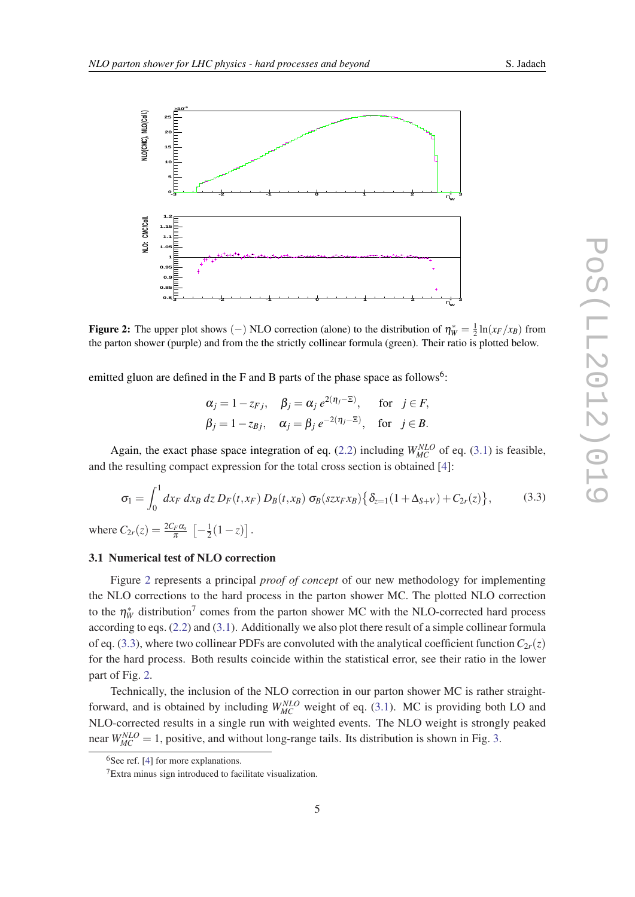**Figure 2:** The upper plot shows $(-)$ NLO correction (alone) to the distribution of $\eta^*_W = \frac{1}{2}\ln(x_F/x_B)$ from the parton shower (purple) and from the the strictly collinear formula (green). Their ratio is plotted below.

emitted gluon are defined in the F and B parts of the phase space as follows[6]:

$$\alpha_j = 1 - z_{Fj}, \quad \beta_j = \alpha_j\, e^{2(\eta_j - \Xi)}, \qquad \text{for} \quad j \in F,$$
$$\beta_j = 1 - z_{Bj}, \quad \alpha_j = \beta_j\, e^{-2(\eta_j - \Xi)}, \quad \text{for} \quad j \in B.$$

Again, the exact phase space integration of eq. (2.2) including $W^{NLO}_{MC}$ of eq. (3.1) is feasible, and the resulting compact expression for the total cross section is obtained [4]:

$$\sigma_1 = \int_0^1 dx_F\, dx_B\, dz\, D_F(t, x_F)\, D_B(t, x_B)\, \sigma_B(szx_F x_B)\big\{\delta_{z=1}(1 + \Delta_{S+V}) + C_{2r}(z)\big\}, \tag{3.3}$$

where $C_{2r}(z) = \frac{2C_F\alpha_s}{\pi}\left[-\frac{1}{2}(1-z)\right]$.

### 3.1 Numerical test of NLO correction

Figure 2 represents a principal *proof of concept* of our new methodology for implementing the NLO corrections to the hard process in the parton shower MC. The plotted NLO correction to the $\eta^*_W$ distribution[7] comes from the parton shower MC with the NLO-corrected hard process according to eqs. (2.2) and (3.1). Additionally we also plot there result of a simple collinear formula of eq. (3.3), where two collinear PDFs are convoluted with the analytical coefficient function $C_{2r}(z)$ for the hard process. Both results coincide within the statistical error, see their ratio in the lower part of Fig. 2.

Technically, the inclusion of the NLO correction in our parton shower MC is rather straightforward, and is obtained by including $W^{NLO}_{MC}$ weight of eq. (3.1). MC is providing both LO and NLO-corrected results in a single run with weighted events. The NLO weight is strongly peaked near $W^{NLO}_{MC} = 1$, positive, and without long-range tails. Its distribution is shown in Fig. 3.

[6] See ref. [4] for more explanations.

[7] Extra minus sign introduced to facilitate visualization.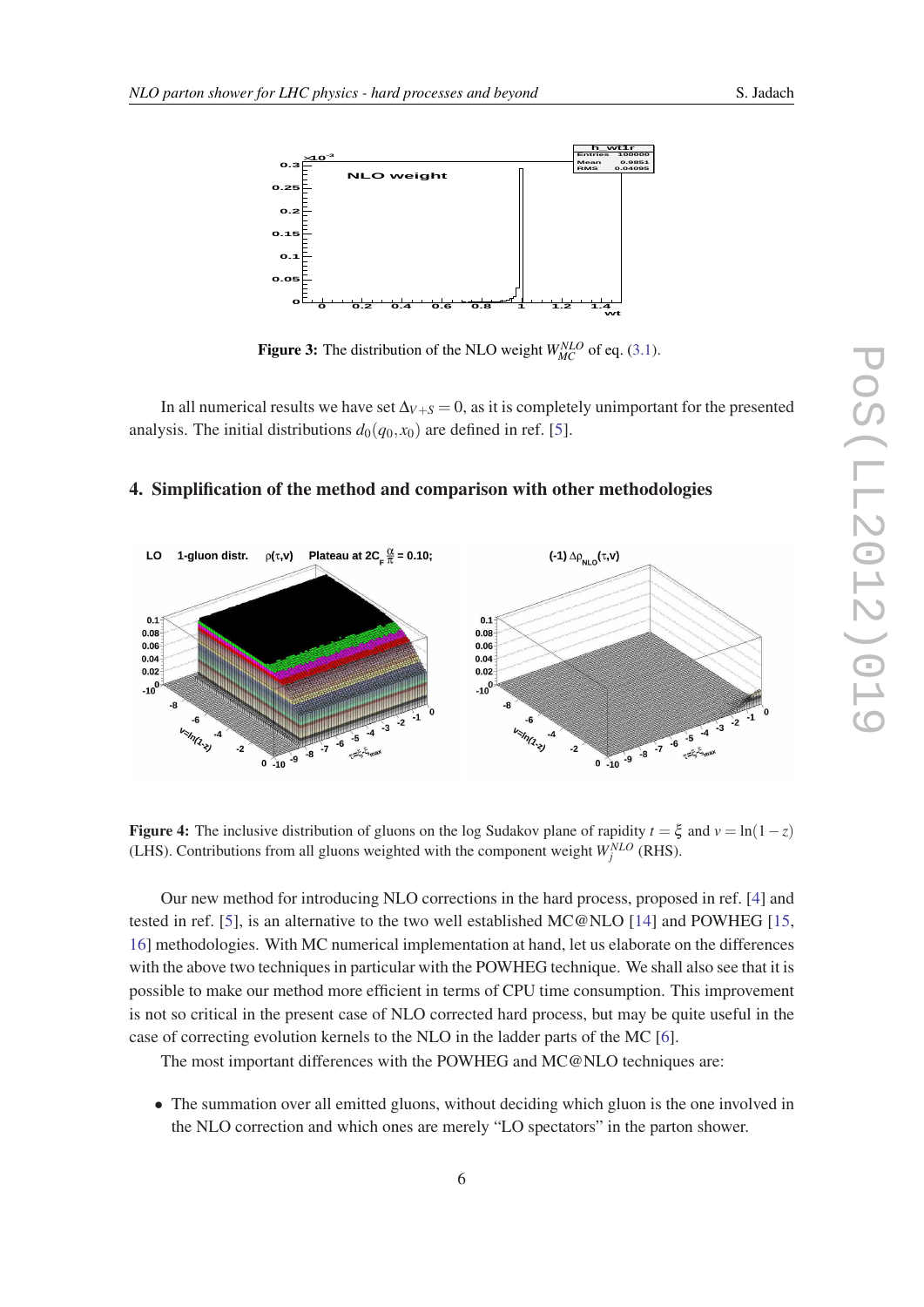**Figure 3:** The distribution of the NLO weight $W^{NLO}_{MC}$ of eq. (3.1).

In all numerical results we have set $\Delta_{V+S} = 0$, as it is completely unimportant for the presented analysis. The initial distributions $d_0(q_0, x_0)$ are defined in ref. [5].

## 4. Simplification of the method and comparison with other methodologies

**Figure 4:** The inclusive distribution of gluons on the log Sudakov plane of rapidity $t = \xi$ and $v = \ln(1-z)$ (LHS). Contributions from all gluons weighted with the component weight $W^{NLO}_j$ (RHS).

Our new method for introducing NLO corrections in the hard process, proposed in ref. [4] and tested in ref. [5], is an alternative to the two well established MC@NLO [14] and POWHEG [15, 16] methodologies. With MC numerical implementation at hand, let us elaborate on the differences with the above two techniques in particular with the POWHEG technique. We shall also see that it is possible to make our method more efficient in terms of CPU time consumption. This improvement is not so critical in the present case of NLO corrected hard process, but may be quite useful in the case of correcting evolution kernels to the NLO in the ladder parts of the MC [6].

The most important differences with the POWHEG and MC@NLO techniques are:

- The summation over all emitted gluons, without deciding which gluon is the one involved in the NLO correction and which ones are merely "LO spectators" in the parton shower.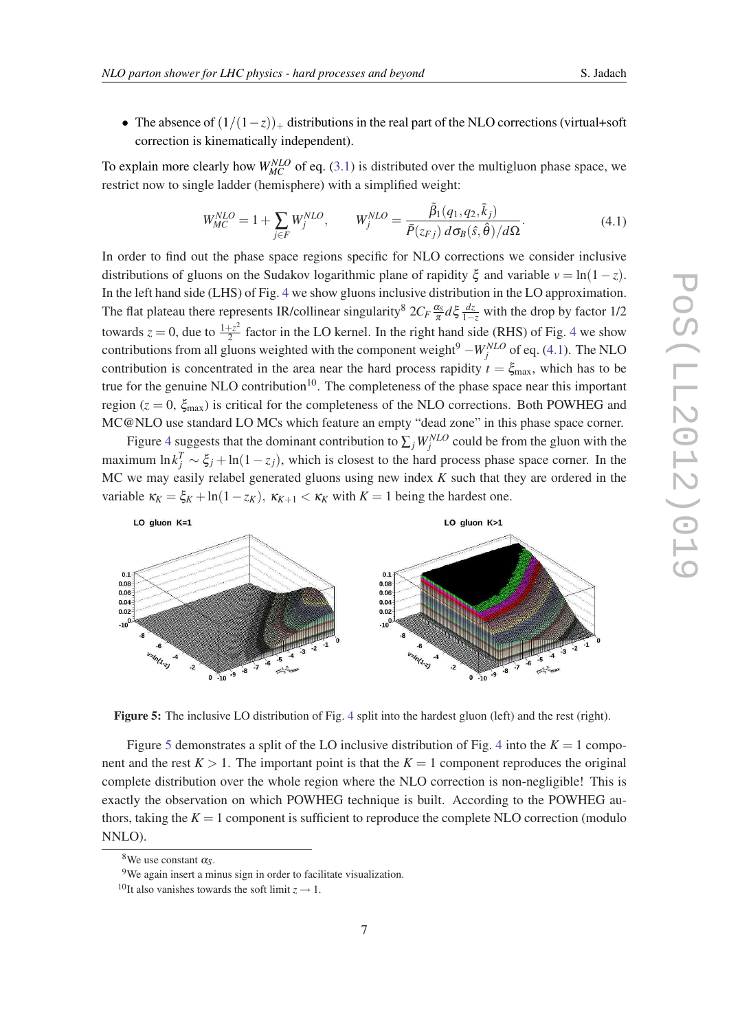- The absence of $(1/(1-z))_+$ distributions in the real part of the NLO corrections (virtual+soft correction is kinematically independent).

To explain more clearly how $W_{MC}^{NLO}$ of eq. (3.1) is distributed over the multigluon phase space, we restrict now to single ladder (hemisphere) with a simplified weight:

$$W_{MC}^{NLO} = 1 + \sum_{j \in F} W_j^{NLO}, \qquad W_j^{NLO} = \frac{\tilde{\beta}_1(q_1, q_2, \bar{k}_j)}{\bar{P}(z_{Fj})\, d\sigma_B(\hat{s}, \hat{\theta})/d\Omega}. \tag{4.1}$$

In order to find out the phase space regions specific for NLO corrections we consider inclusive distributions of gluons on the Sudakov logarithmic plane of rapidity $\xi$ and variable $v = \ln(1-z)$. In the left hand side (LHS) of Fig. 4 we show gluons inclusive distribution in the LO approximation. The flat plateau there represents IR/collinear singularity[8] $2C_F \frac{\alpha_S}{\pi} d\xi \frac{dz}{1-z}$ with the drop by factor 1/2 towards $z = 0$, due to $\frac{1+z^2}{2}$ factor in the LO kernel. In the right hand side (RHS) of Fig. 4 we show contributions from all gluons weighted with the component weight[9] $-W_j^{NLO}$ of eq. (4.1). The NLO contribution is concentrated in the area near the hard process rapidity $t = \xi_{\max}$, which has to be true for the genuine NLO contribution[10]. The completeness of the phase space near this important region ($z = 0$, $\xi_{\max}$) is critical for the completeness of the NLO corrections. Both POWHEG and MC@NLO use standard LO MCs which feature an empty "dead zone" in this phase space corner.

Figure 4 suggests that the dominant contribution to $\sum_j W_j^{NLO}$ could be from the gluon with the maximum $\ln k_j^T \sim \xi_j + \ln(1-z_j)$, which is closest to the hard process phase space corner. In the MC we may easily relabel generated gluons using new index $K$ such that they are ordered in the variable $\kappa_K = \xi_K + \ln(1-z_K)$, $\kappa_{K+1} < \kappa_K$ with $K = 1$ being the hardest one.

**Figure 5:** The inclusive LO distribution of Fig. 4 split into the hardest gluon (left) and the rest (right).

Figure 5 demonstrates a split of the LO inclusive distribution of Fig. 4 into the $K = 1$ component and the rest $K > 1$. The important point is that the $K = 1$ component reproduces the original complete distribution over the whole region where the NLO correction is non-negligible! This is exactly the observation on which POWHEG technique is built. According to the POWHEG authors, taking the $K = 1$ component is sufficient to reproduce the complete NLO correction (modulo NNLO).

---

[8] We use constant $\alpha_S$.

[9] We again insert a minus sign in order to facilitate visualization.

[10] It also vanishes towards the soft limit $z \to 1$.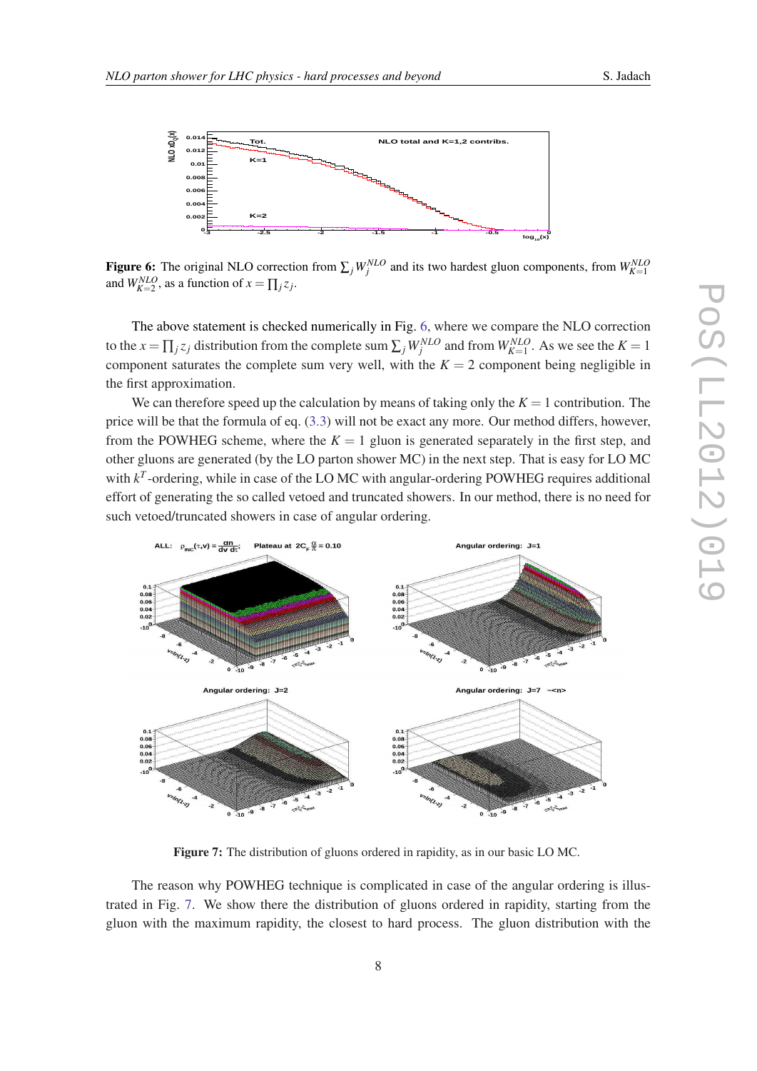**Figure 6:** The original NLO correction from $\sum_j W_j^{NLO}$ and its two hardest gluon components, from $W_{K=1}^{NLO}$ and $W_{K=2}^{NLO}$, as a function of $x = \prod_j z_j$.

The above statement is checked numerically in Fig. 6, where we compare the NLO correction to the $x = \prod_j z_j$ distribution from the complete sum $\sum_j W_j^{NLO}$ and from $W_{K=1}^{NLO}$. As we see the $K = 1$ component saturates the complete sum very well, with the $K = 2$ component being negligible in the first approximation.

We can therefore speed up the calculation by means of taking only the $K = 1$ contribution. The price will be that the formula of eq. (3.3) will not be exact any more. Our method differs, however, from the POWHEG scheme, where the $K = 1$ gluon is generated separately in the first step, and other gluons are generated (by the LO parton shower MC) in the next step. That is easy for LO MC with $k^T$-ordering, while in case of the LO MC with angular-ordering POWHEG requires additional effort of generating the so called vetoed and truncated showers. In our method, there is no need for such vetoed/truncated showers in case of angular ordering.

**Figure 7:** The distribution of gluons ordered in rapidity, as in our basic LO MC.

The reason why POWHEG technique is complicated in case of the angular ordering is illustrated in Fig. 7. We show there the distribution of gluons ordered in rapidity, starting from the gluon with the maximum rapidity, the closest to hard process. The gluon distribution with the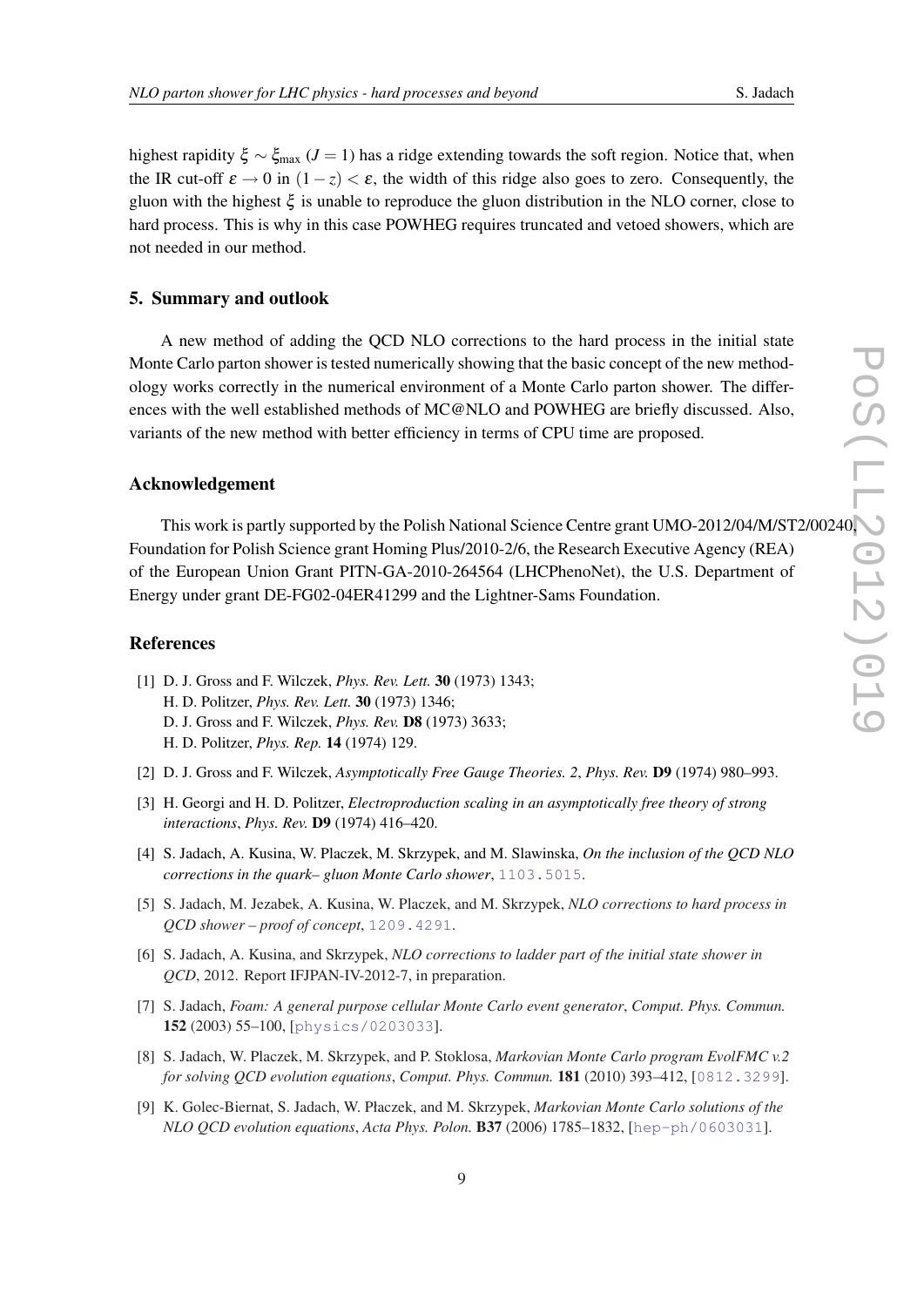highest rapidity $\xi \sim \xi_{\max}$ ($J = 1$) has a ridge extending towards the soft region. Notice that, when the IR cut-off $\varepsilon \to 0$ in $(1-z) < \varepsilon$, the width of this ridge also goes to zero. Consequently, the gluon with the highest $\xi$ is unable to reproduce the gluon distribution in the NLO corner, close to hard process. This is why in this case POWHEG requires truncated and vetoed showers, which are not needed in our method.

## 5. Summary and outlook

A new method of adding the QCD NLO corrections to the hard process in the initial state Monte Carlo parton shower is tested numerically showing that the basic concept of the new methodology works correctly in the numerical environment of a Monte Carlo parton shower. The differences with the well established methods of MC@NLO and POWHEG are briefly discussed. Also, variants of the new method with better efficiency in terms of CPU time are proposed.

## Acknowledgement

This work is partly supported by the Polish National Science Centre grant UMO-2012/04/M/ST2/00240, Foundation for Polish Science grant Homing Plus/2010-2/6, the Research Executive Agency (REA) of the European Union Grant PITN-GA-2010-264564 (LHCPhenoNet), the U.S. Department of Energy under grant DE-FG02-04ER41299 and the Lightner-Sams Foundation.

## References

[1] D. J. Gross and F. Wilczek, *Phys. Rev. Lett.* **30** (1973) 1343;
H. D. Politzer, *Phys. Rev. Lett.* **30** (1973) 1346;
D. J. Gross and F. Wilczek, *Phys. Rev.* **D8** (1973) 3633;
H. D. Politzer, *Phys. Rep.* **14** (1974) 129.

[2] D. J. Gross and F. Wilczek, *Asymptotically Free Gauge Theories. 2*, *Phys. Rev.* **D9** (1974) 980–993.

[3] H. Georgi and H. D. Politzer, *Electroproduction scaling in an asymptotically free theory of strong interactions*, *Phys. Rev.* **D9** (1974) 416–420.

[4] S. Jadach, A. Kusina, W. Placzek, M. Skrzypek, and M. Slawinska, *On the inclusion of the QCD NLO corrections in the quark– gluon Monte Carlo shower*, 1103.5015.

[5] S. Jadach, M. Jezabek, A. Kusina, W. Placzek, and M. Skrzypek, *NLO corrections to hard process in QCD shower – proof of concept*, 1209.4291.

[6] S. Jadach, A. Kusina, and Skrzypek, *NLO corrections to ladder part of the initial state shower in QCD*, 2012. Report IFJPAN-IV-2012-7, in preparation.

[7] S. Jadach, *Foam: A general purpose cellular Monte Carlo event generator*, *Comput. Phys. Commun.* **152** (2003) 55–100, [physics/0203033].

[8] S. Jadach, W. Placzek, M. Skrzypek, and P. Stoklosa, *Markovian Monte Carlo program EvolFMC v.2 for solving QCD evolution equations*, *Comput. Phys. Commun.* **181** (2010) 393–412, [0812.3299].

[9] K. Golec-Biernat, S. Jadach, W. Płaczek, and M. Skrzypek, *Markovian Monte Carlo solutions of the NLO QCD evolution equations*, *Acta Phys. Polon.* **B37** (2006) 1785–1832, [hep-ph/0603031].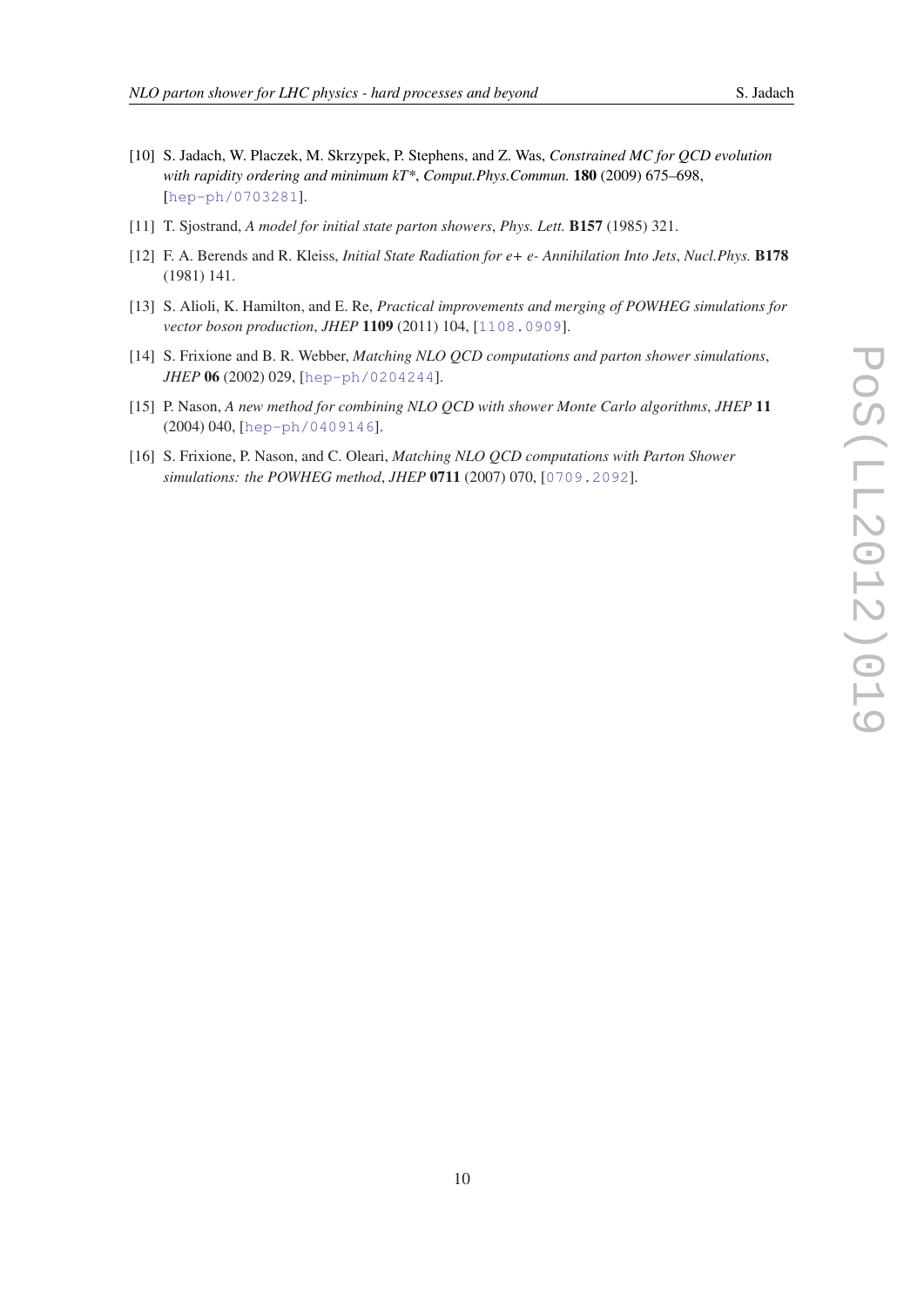[10] S. Jadach, W. Placzek, M. Skrzypek, P. Stephens, and Z. Was, *Constrained MC for QCD evolution with rapidity ordering and minimum kT\**, *Comput.Phys.Commun.* **180** (2009) 675–698, [hep-ph/0703281].

[11] T. Sjostrand, *A model for initial state parton showers*, *Phys. Lett.* **B157** (1985) 321.

[12] F. A. Berends and R. Kleiss, *Initial State Radiation for e+ e- Annihilation Into Jets*, *Nucl.Phys.* **B178** (1981) 141.

[13] S. Alioli, K. Hamilton, and E. Re, *Practical improvements and merging of POWHEG simulations for vector boson production*, *JHEP* **1109** (2011) 104, [1108.0909].

[14] S. Frixione and B. R. Webber, *Matching NLO QCD computations and parton shower simulations*, *JHEP* **06** (2002) 029, [hep-ph/0204244].

[15] P. Nason, *A new method for combining NLO QCD with shower Monte Carlo algorithms*, *JHEP* **11** (2004) 040, [hep-ph/0409146].

[16] S. Frixione, P. Nason, and C. Oleari, *Matching NLO QCD computations with Parton Shower simulations: the POWHEG method*, *JHEP* **0711** (2007) 070, [0709.2092].